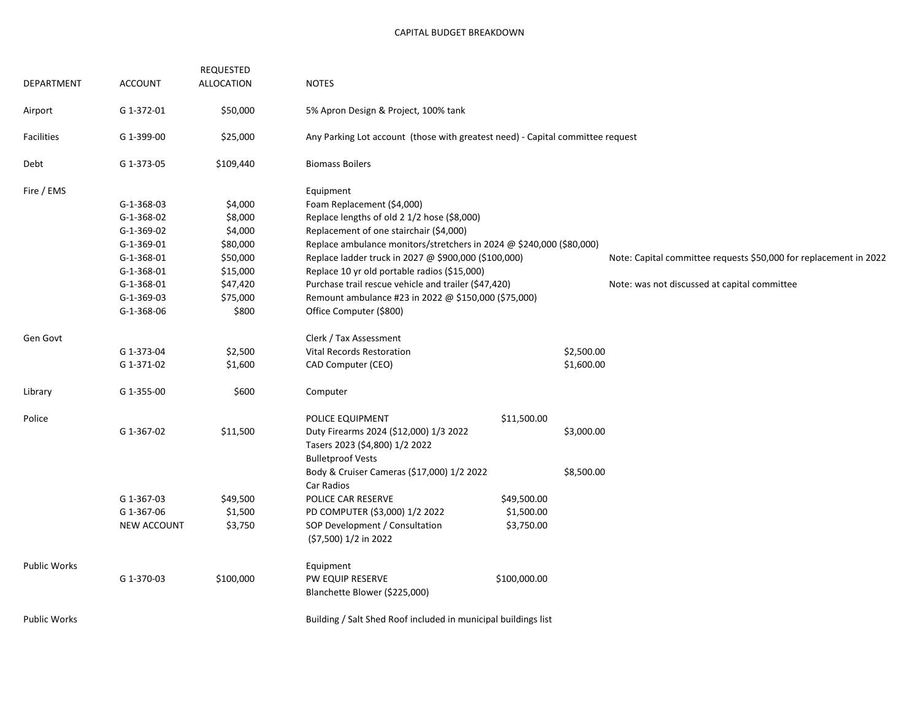# CAPITAL BUDGET BREAKDOWN

| DEPARTMENT | ACCOUNT | REQUESTED ALLOCATION | NOTES | | | |
|---|---|---|---|---|---|---|
| Airport | G 1-372-01 | $50,000 | 5% Apron Design & Project, 100% tank | | | |
| Facilities | G 1-399-00 | $25,000 | Any Parking Lot account (those with greatest need) - Capital committee request | | | |
| Debt | G 1-373-05 | $109,440 | Biomass Boilers | | | |
| Fire / EMS | | | Equipment | | | |
| | G-1-368-03 | $4,000 | Foam Replacement ($4,000) | | | |
| | G-1-368-02 | $8,000 | Replace lengths of old 2 1/2 hose ($8,000) | | | |
| | G-1-369-02 | $4,000 | Replacement of one stairchair ($4,000) | | | |
| | G-1-369-01 | $80,000 | Replace ambulance monitors/stretchers in 2024 @ $240,000 ($80,000) | | | |
| | G-1-368-01 | $50,000 | Replace ladder truck in 2027 @ $900,000 ($100,000) | | | Note: Capital committee requests $50,000 for replacement in 2022 |
| | G-1-368-01 | $15,000 | Replace 10 yr old portable radios ($15,000) | | | |
| | G-1-368-01 | $47,420 | Purchase trail rescue vehicle and trailer ($47,420) | | | Note: was not discussed at capital committee |
| | G-1-369-03 | $75,000 | Remount ambulance #23 in 2022 @ $150,000 ($75,000) | | | |
| | G-1-368-06 | $800 | Office Computer ($800) | | | |
| Gen Govt | | | Clerk / Tax Assessment | | | |
| | G 1-373-04 | $2,500 | Vital Records Restoration | | $2,500.00 | |
| | G 1-371-02 | $1,600 | CAD Computer (CEO) | | $1,600.00 | |
| Library | G 1-355-00 | $600 | Computer | | | |
| Police | | | POLICE EQUIPMENT | $11,500.00 | | |
| | G 1-367-02 | $11,500 | Duty Firearms 2024 ($12,000) 1/3 2022 | | $3,000.00 | |
| | | | Tasers 2023 ($4,800) 1/2 2022 | | | |
| | | | Bulletproof Vests | | | |
| | | | Body & Cruiser Cameras ($17,000) 1/2 2022 | | $8,500.00 | |
| | | | Car Radios | | | |
| | G 1-367-03 | $49,500 | POLICE CAR RESERVE | $49,500.00 | | |
| | G 1-367-06 | $1,500 | PD COMPUTER ($3,000) 1/2 2022 | $1,500.00 | | |
| | NEW ACCOUNT | $3,750 | SOP Development / Consultation ($7,500) 1/2 in 2022 | $3,750.00 | | |
| Public Works | | | Equipment | | | |
| | G 1-370-03 | $100,000 | PW EQUIP RESERVE | $100,000.00 | | |
| | | | Blanchette Blower ($225,000) | | | |
| Public Works | | | Building / Salt Shed Roof included in municipal buildings list | | | |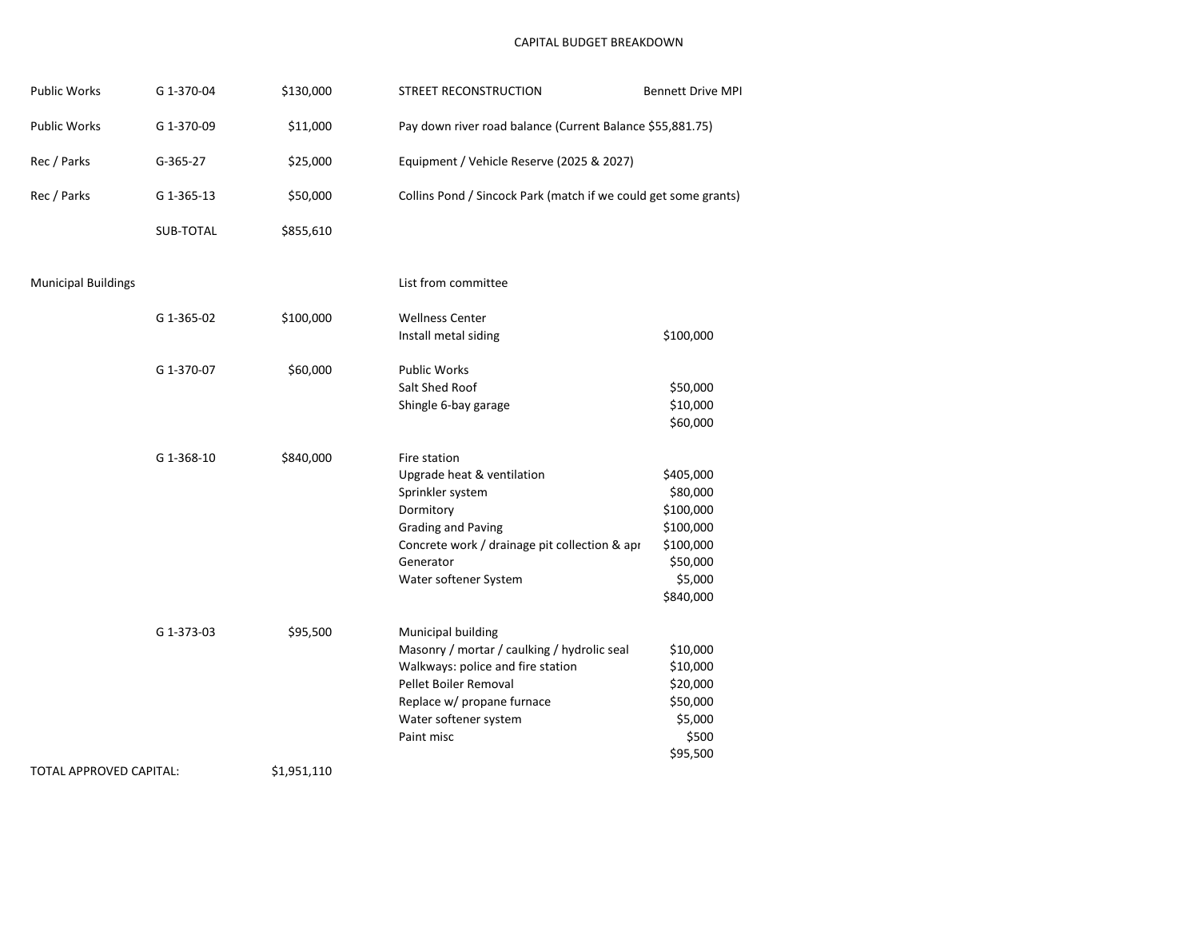# CAPITAL BUDGET BREAKDOWN

| | | | | |
|---|---|---|---|---|
| Public Works | G 1-370-04 | $130,000 | STREET RECONSTRUCTION | Bennett Drive MPI |
| Public Works | G 1-370-09 | $11,000 | Pay down river road balance (Current Balance $55,881.75) | |
| Rec / Parks | G-365-27 | $25,000 | Equipment / Vehicle Reserve (2025 & 2027) | |
| Rec / Parks | G 1-365-13 | $50,000 | Collins Pond / Sincock Park (match if we could get some grants) | |
| | SUB-TOTAL | $855,610 | | |
| Municipal Buildings | | | List from committee | |
| | G 1-365-02 | $100,000 | Wellness Center | |
| | | | Install metal siding | $100,000 |
| | G 1-370-07 | $60,000 | Public Works | |
| | | | Salt Shed Roof | $50,000 |
| | | | Shingle 6-bay garage | $10,000 |
| | | | | $60,000 |
| | G 1-368-10 | $840,000 | Fire station | |
| | | | Upgrade heat & ventilation | $405,000 |
| | | | Sprinkler system | $80,000 |
| | | | Dormitory | $100,000 |
| | | | Grading and Paving | $100,000 |
| | | | Concrete work / drainage pit collection & apr | $100,000 |
| | | | Generator | $50,000 |
| | | | Water softener System | $5,000 |
| | | | | $840,000 |
| | G 1-373-03 | $95,500 | Municipal building | |
| | | | Masonry / mortar / caulking / hydrolic seal | $10,000 |
| | | | Walkways: police and fire station | $10,000 |
| | | | Pellet Boiler Removal | $20,000 |
| | | | Replace w/ propane furnace | $50,000 |
| | | | Water softener system | $5,000 |
| | | | Paint misc | $500 |
| | | | | $95,500 |
| TOTAL APPROVED CAPITAL: | | $1,951,110 | | |